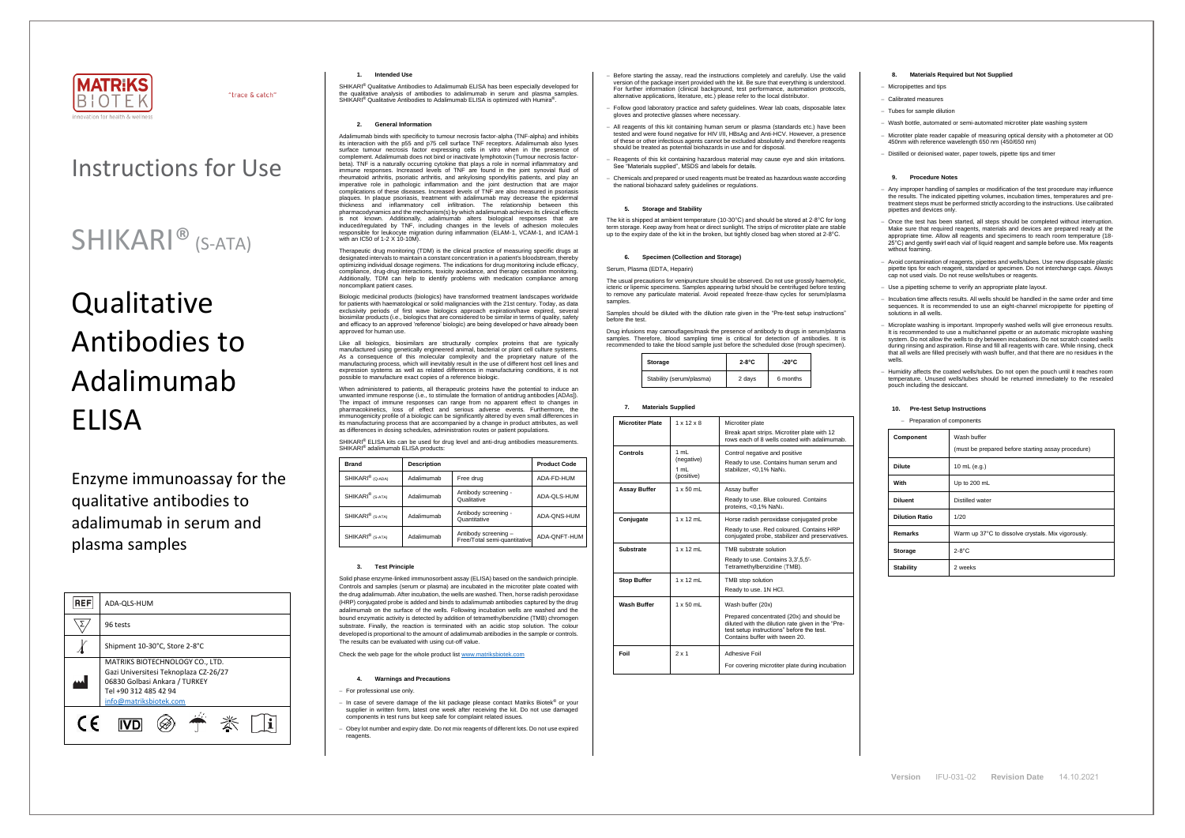MATRIKS BIOTEK

Innovation for health & wellness

"trace & catch"

# Instructions for Use

# SHIKARI® (S-ATA)

# Qualitative Antibodies to Adalimumab ELISA

Enzyme immunoassay for the qualitative antibodies to adalimumab in serum and plasma samples

| REF | ADA-QLS-HUM |
|---|---|
| Σ | 96 tests |
| Temperature | Shipment 10-30°C, Store 2-8°C |
| Manufacturer | MATRIKS BIOTECHNOLOGY CO., LTD. Gazi Universitesi Teknoplaza CZ-26/27 06830 Golbasi Ankara / TURKEY Tel +90 312 485 42 94 info@matriksbiotek.com |

CE IVD

### 1. Intended Use

SHIKARI® Qualitative Antibodies to Adalimumab ELISA has been especially developed for the qualitative analysis of antibodies to adalimumab in serum and plasma samples. SHIKARI® Qualitative Antibodies to Adalimumab ELISA is optimized with Humira®.

### 2. General Information

Adalimumab binds with specificity to tumour necrosis factor-alpha (TNF-alpha) and inhibits its interaction with the p55 and p75 cell surface TNF receptors. Adalimumab also lyses surface tumour necrosis factor expressing cells in vitro when in the presence of complement. Adalimumab does not bind or inactivate lymphotoxin (Tumour necrosis factor-beta). TNF is a naturally occurring cytokine that plays a role in normal inflammatory and immune responses. Increased levels of TNF are found in the joint synovial fluid of rheumatoid arthritis, psoriatic arthritis, and ankylosing spondylitis patients, and play an imperative role in pathologic inflammation and the joint destruction that are major complications of these diseases. Increased levels of TNF are also measured in psoriasis plaques. In plaque psoriasis, treatment with adalimumab may decrease the epidermal thickness and inflammatory cell infiltration. The relationship between this pharmacodynamics and the mechanism(s) by which adalimumab achieves its clinical effects is not known. Additionally, adalimumab alters biological responses that are induced/regulated by TNF, including changes in the levels of adhesion molecules responsible for leukocyte migration during inflammation (ELAM-1, VCAM-1, and ICAM-1 with an IC50 of 1-2 X 10-10M).

Therapeutic drug monitoring (TDM) is the clinical practice of measuring specific drugs at designated intervals to maintain a constant concentration in a patient's bloodstream, thereby optimizing individual dosage regimens. The indications for drug monitoring include efficacy, compliance, drug-drug interactions, toxicity avoidance, and therapy cessation monitoring. Additionally, TDM can help to identify problems with medication compliance among noncompliant patient cases.

Biologic medicinal products (biologics) have transformed treatment landscapes worldwide for patients with haematological or solid malignancies with the 21st century. Today, as data exclusivity periods of first wave biologics approach expiration/have expired, several biosimilar products (i.e., biologics that are considered to be similar in terms of quality, safety and efficacy to an approved 'reference' biologic) are being developed or have already been approved for human use.

Like all biologics, biosimilars are structurally complex proteins that are typically manufactured using genetically engineered animal, bacterial or plant cell culture systems. As a consequence of this molecular complexity and the proprietary nature of the manufacturing process, which will inevitably result in the use of different host cell lines and expression systems as well as related differences in manufacturing conditions, it is not possible to manufacture exact copies of a reference biologic.

When administered to patients, all therapeutic proteins have the potential to induce an unwanted immune response (i.e., to stimulate the formation of antidrug antibodies [ADAs]). The impact of immune responses can range from no apparent effect to changes in pharmacokinetics, loss of effect and serious adverse events. Furthermore, the immunogenicity profile of a biologic can be significantly altered by even small differences in its manufacturing process that are accompanied by a change in product attributes, as well as differences in dosing schedules, administration routes or patient populations.

SHIKARI® ELISA kits can be used for drug level and anti-drug antibodies measurements. SHIKARI® adalimumab ELISA products:

| Brand | Description | | Product Code |
|---|---|---|---|
| SHIKARI® (Q-ADA) | Adalimumab | Free drug | ADA-FD-HUM |
| SHIKARI® (S-ATA) | Adalimumab | Antibody screening - Qualitative | ADA-QLS-HUM |
| SHIKARI® (S-ATA) | Adalimumab | Antibody screening - Quantitative | ADA-QNS-HUM |
| SHIKARI® (S-ATA) | Adalimumab | Antibody screening – Free/Total semi-quantitative | ADA-QNFT-HUM |

### 3. Test Principle

Solid phase enzyme-linked immunosorbent assay (ELISA) based on the sandwich principle. Controls and samples (serum or plasma) are incubated in the microtiter plate coated with the drug adalimumab. After incubation, the wells are washed. Then, horse radish peroxidase (HRP) conjugated probe is added and binds to adalimumab antibodies captured by the drug adalimumab on the surface of the wells. Following incubation wells are washed and the bound enzymatic activity is detected by addition of tetramethylbenzidine (TMB) chromogen substrate. Finally, the reaction is terminated with an acidic stop solution. The colour developed is proportional to the amount of adalimumab antibodies in the sample or controls. The results can be evaluated with using cut-off value.

Check the web page for the whole product list www.matriksbiotek.com

### 4. Warnings and Precautions

- For professional use only.
- In case of severe damage of the kit package please contact Matriks Biotek® or your supplier in written form, latest one week after receiving the kit. Do not use damaged components in test runs but keep safe for complaint related issues.
- Obey lot number and expiry date. Do not mix reagents of different lots. Do not use expired reagents.
- Before starting the assay, read the instructions completely and carefully. Use the valid version of the package insert provided with the kit. Be sure that everything is understood. For further information (clinical background, test performance, automation protocols, alternative applications, literature, etc.) please refer to the local distributor.
- Follow good laboratory practice and safety guidelines. Wear lab coats, disposable latex gloves and protective glasses where necessary.
- All reagents of this kit containing human serum or plasma (standards etc.) have been tested and were found negative for HIV I/II, HBsAg and Anti-HCV. However, a presence of these or other infectious agents cannot be excluded absolutely and therefore reagents should be treated as potential biohazards in use and for disposal.
- Reagents of this kit containing hazardous material may cause eye and skin irritations. See "Materials supplied", MSDS and labels for details.
- Chemicals and prepared or used reagents must be treated as hazardous waste according the national biohazard safety guidelines or regulations.

### 5. Storage and Stability

The kit is shipped at ambient temperature (10-30°C) and should be stored at 2-8°C for long term storage. Keep away from heat or direct sunlight. The strips of microtiter plate are stable up to the expiry date of the kit in the broken, but tightly closed bag when stored at 2-8°C.

### 6. Specimen (Collection and Storage)

Serum, Plasma (EDTA, Heparin)

The usual precautions for venipuncture should be observed. Do not use grossly haemolytic, icteric or lipemic specimens. Samples appearing turbid should be centrifuged before testing to remove any particulate material. Avoid repeated freeze-thaw cycles for serum/plasma samples.

Samples should be diluted with the dilution rate given in the "Pre-test setup instructions" before the test.

Drug infusions may camouflages/mask the presence of antibody to drugs in serum/plasma samples. Therefore, blood sampling time is critical for detection of antibodies. It is recommended to take the blood sample just before the scheduled dose (trough specimen).

| Storage | 2-8°C | -20°C |
|---|---|---|
| Stability (serum/plasma) | 2 days | 6 months |

### 7. Materials Supplied

| Microtiter Plate | 1 x 12 x 8 | Microtiter plate<br>Break apart strips. Microtiter plate with 12 rows each of 8 wells coated with adalimumab. |
|---|---|---|
| Controls | 1 mL (negative)<br>1 mL (positive) | Control negative and positive<br>Ready to use. Contains human serum and stabilizer, <0,1% $NaN_3$. |
| Assay Buffer | 1 x 50 mL | Assay buffer<br>Ready to use. Blue coloured. Contains proteins, <0,1% $NaN_3$. |
| Conjugate | 1 x 12 mL | Horse radish peroxidase conjugated probe<br>Ready to use. Red coloured. Contains HRP conjugated probe, stabilizer and preservatives. |
| Substrate | 1 x 12 mL | TMB substrate solution<br>Ready to use. Contains 3,3',5,5'-Tetramethylbenzidine (TMB). |
| Stop Buffer | 1 x 12 mL | TMB stop solution<br>Ready to use. 1N HCl. |
| Wash Buffer | 1 x 50 mL | Wash buffer (20x)<br>Prepared concentrated (20x) and should be diluted with the dilution rate given in the "Pre-test setup instructions" before the test. Contains buffer with tween 20. |
| Foil | 2 x 1 | Adhesive Foil<br>For covering microtiter plate during incubation |

### 8. Materials Required but Not Supplied

- Micropipettes and tips
- Calibrated measures
- Tubes for sample dilution
- Wash bottle, automated or semi-automated microtiter plate washing system
- Microtiter plate reader capable of measuring optical density with a photometer at OD 450nm with reference wavelength 650 nm (450/650 nm)
- Distilled or deionised water, paper towels, pipette tips and timer

### 9. Procedure Notes

- Any improper handling of samples or modification of the test procedure may influence the results. The indicated pipetting volumes, incubation times, temperatures and pre-treatment steps must be performed strictly according to the instructions. Use calibrated pipettes and devices only.
- Once the test has been started, all steps should be completed without interruption. Make sure that required reagents, materials and devices are prepared ready at the appropriate time. Allow all reagents and specimens to reach room temperature (18-25°C) and gently swirl each vial of liquid reagent and sample before use. Mix reagents without foaming.
- Avoid contamination of reagents, pipettes and wells/tubes. Use new disposable plastic pipette tips for each reagent, standard or specimen. Do not interchange caps. Always cap not used vials. Do not reuse wells/tubes or reagents.
- Use a pipetting scheme to verify an appropriate plate layout.
- Incubation time affects results. All wells should be handled in the same order and time sequences. It is recommended to use an eight-channel micropipette for pipetting of solutions in all wells.
- Microplate washing is important. Improperly washed wells will give erroneous results. It is recommended to use a multichannel pipette or an automatic microplate washing system. Do not allow the wells to dry between incubations. Do not scratch coated wells during rinsing and aspiration. Rinse and fill all reagents with care. While rinsing, check that all wells are filled precisely with wash buffer, and that there are no residues in the wells.
- Humidity affects the coated wells/tubes. Do not open the pouch until it reaches room temperature. Unused wells/tubes should be returned immediately to the resealed pouch including the desiccant.

### 10. Pre-test Setup Instructions

- Preparation of components

| Component | Wash buffer<br>(must be prepared before starting assay procedure) |
|---|---|
| Dilute | 10 mL (e.g.) |
| With | Up to 200 mL |
| Diluent | Distilled water |
| Dilution Ratio | 1/20 |
| Remarks | Warm up 37°C to dissolve crystals. Mix vigorously. |
| Storage | 2-8°C |
| Stability | 2 weeks |

Version IFU-031-02 Revision Date 14.10.2021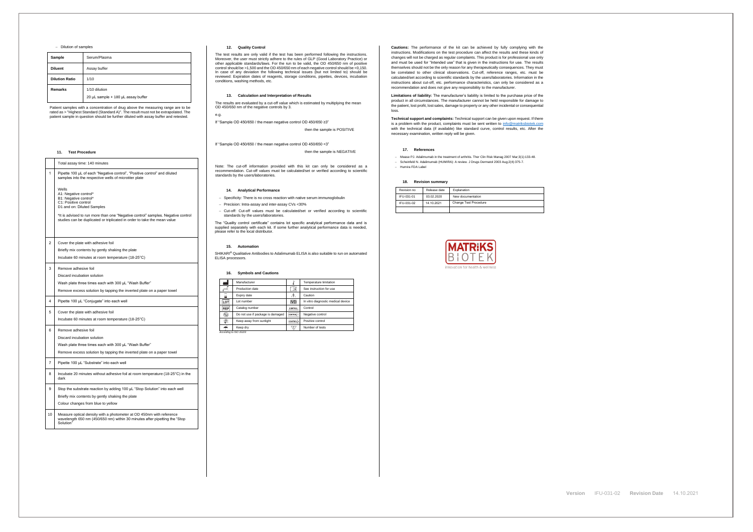– Dilution of samples

| | |
|---|---|
| **Sample** | Serum/Plasma |
| **Diluent** | Assay buffer |
| **Dilution Ratio** | 1/10 |
| **Remarks** | 1/10 dilution<br>20 µL sample + 180 µL assay buffer |

Patient samples with a concentration of drug above the measuring range are to be rated as > "Highest Standard (Standard A)". The result must not be extrapolated. The patient sample in question should be further diluted with assay buffer and retested.

### 11. Test Procedure

| | |
|---|---|
| | Total assay time: 140 minutes |
| 1 | Pipette 100 µL of each "Negative control", "Positive control" and diluted samples into the respective wells of microtiter plate<br><br>Wells<br>A1: Negative control*<br>B1: Negative control*<br>C1: Positive control<br>D1 and on: Diluted Samples<br><br>*It is advised to run more than one "Negative control" samples. Negative control studies can be duplicated or triplicated in order to take the mean value |
| 2 | Cover the plate with adhesive foil<br>Briefly mix contents by gently shaking the plate<br>Incubate 60 minutes at room temperature (18-25°C) |
| 3 | Remove adhesive foil<br>Discard incubation solution<br>Wash plate three times each with 300 µL "Wash Buffer"<br>Remove excess solution by tapping the inverted plate on a paper towel |
| 4 | Pipette 100 µL "Conjugate" into each well |
| 5 | Cover the plate with adhesive foil<br>Incubate 60 minutes at room temperature (18-25°C) |
| 6 | Remove adhesive foil<br>Discard incubation solution<br>Wash plate three times each with 300 µL "Wash Buffer"<br>Remove excess solution by tapping the inverted plate on a paper towel |
| 7 | Pipette 100 µL "Substrate" into each well |
| 8 | Incubate 20 minutes without adhesive foil at room temperature (18-25°C) in the dark |
| 9 | Stop the substrate reaction by adding 100 µL "Stop Solution" into each well<br>Briefly mix contents by gently shaking the plate<br>Colour changes from blue to yellow |
| 10 | Measure optical density with a photometer at OD 450nm with reference wavelength 650 nm (450/650 nm) within 30 minutes after pipetting the "Stop Solution" |

### 12. Quality Control

The test results are only valid if the test has been performed following the instructions. Moreover, the user must strictly adhere to the rules of GLP (Good Laboratory Practice) or other applicable standards/laws. For the run to be valid, the OD 450/650 nm of positive control should be >1,500 and the OD 450/650 nm of each negative control should be <0,150. In case of any deviation the following technical issues (but not limited to) should be reviewed: Expiration dates of reagents, storage conditions, pipettes, devices, incubation conditions, washing methods, etc.

### 13. Calculation and Interpretation of Results

The results are evaluated by a cut-off value which is estimated by multiplying the mean OD 450/650 nm of the negative controls by 3.

e.g.

If "Sample OD 450/650 / the mean negative control OD 450/650 ≥3"

then the sample is POSITIVE

If "Sample OD 450/650 / the mean negative control OD 450/650 <3"

then the sample is NEGATIVE

Note: The cut-off information provided with this kit can only be considered as a recommendation. Cut-off values must be calculated/set or verified according to scientific standards by the users/laboratories.

### 14. Analytical Performance

- Specificity: There is no cross reaction with native serum immunoglobulin
- Precision: Intra-assay and inter-assay CVs <30%
- Cut-off: Cut-off values must be calculated/set or verified according to scientific standards by the users/laboratories.

The "Quality control certificate" contains lot specific analytical performance data and is supplied separately with each kit. If some further analytical performance data is needed, please refer to the local distributor.

### 15. Automation

SHIKARI® Qualitative Antibodies to Adalimumab ELISA is also suitable to run on automated ELISA processors.

### 16. Symbols and Cautions

| | | | |
|---|---|---|---|
| | Manufacturer | | Temperature limitation |
| | Production date | | See instruction for use |
| | Expiry date | | Caution |
| LOT | Lot number | IVD | In vitro diagnostic medical device |
| REF | Catalog number | CONTROL | Control |
| | Do not use if package is damaged | CONTROL − | Negative control |
| | Keep away from sunlight | CONTROL + | Positive control |
| | Keep dry | | Number of tests |

According to ISO 15223

**Cautions:** The performance of the kit can be achieved by fully complying with the instructions. Modifications on the test procedure can affect the results and these kinds of changes will not be charged as regular complaints. This product is for professional use only and must be used for "Intended use" that is given in the instructions for use. The results themselves should not be the only reason for any therapeutically consequences. They must be correlated to other clinical observations. Cut-off, reference ranges, etc. must be calculated/set according to scientific standards by the users/laboratories. Information in the instructions about cut-off, etc. performance characteristics, can only be considered as a recommendation and does not give any responsibility to the manufacturer.

**Limitations of liability:** The manufacturer's liability is limited to the purchase price of the product in all circumstances. The manufacturer cannot be held responsible for damage to the patient, lost profit, lost sales, damage to property or any other incidental or consequential loss.

**Technical support and complaints:** Technical support can be given upon request. If there is a problem with the product, complaints must be sent written to info@matriksbiotek.com with the technical data (if available) like standard curve, control results, etc. After the necessary examination, written reply will be given.

### 17. References

- Mease PJ. Adalimumab in the treatment of arthritis. Ther Clin Risk Manag 2007 Mar;3(1):133-48.
- Scheinfeld N. Adalimumab (HUMIRA): A review. J Drugs Dermatol 2003 Aug;2(4):375-7.
- Humira FDA Label

### 18. Revision summary

| Revision no | Release date | Explanation |
|---|---|---|
| IFU-031-01 | 03.02.2020 | New documentation |
| IFU-031-02 | 14.10.2021 | Change Test Procedure |
| | | |

MATRIKS BIOTEK
innovation for health & wellness

**Version** IFU-031-02 **Revision Date** 14.10.2021